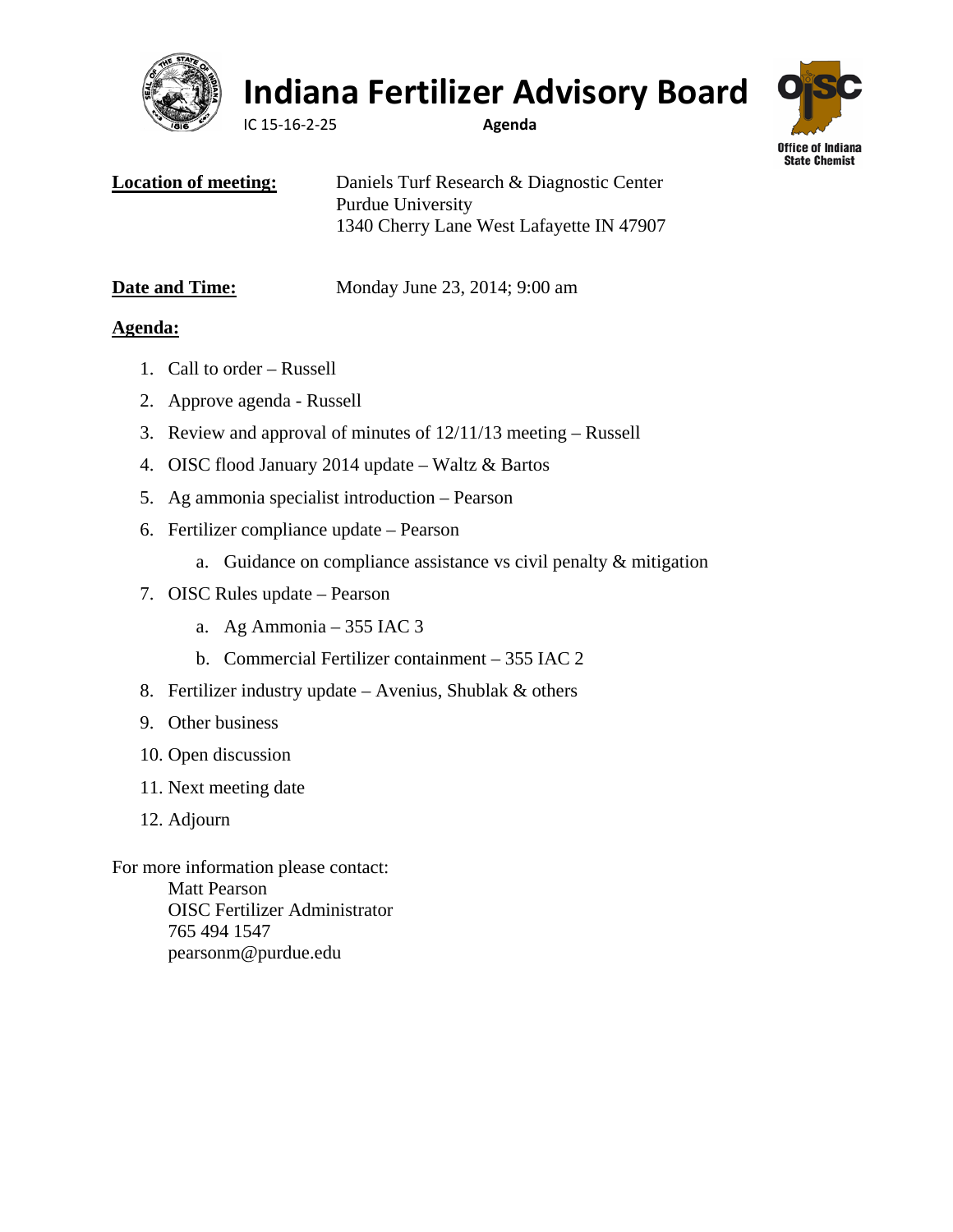# Indiana Fertilizer Advisory Board

IC 15-16-2-25 **Agenda**

Office of Indiana State Chemist

**Location of meeting:** Daniels Turf Research & Diagnostic Center
Purdue University
1340 Cherry Lane West Lafayette IN 47907

**Date and Time:** Monday June 23, 2014; 9:00 am

**Agenda:**

1. Call to order – Russell
2. Approve agenda - Russell
3. Review and approval of minutes of 12/11/13 meeting – Russell
4. OISC flood January 2014 update – Waltz & Bartos
5. Ag ammonia specialist introduction – Pearson
6. Fertilizer compliance update – Pearson
   a. Guidance on compliance assistance vs civil penalty & mitigation
7. OISC Rules update – Pearson
   a. Ag Ammonia – 355 IAC 3
   b. Commercial Fertilizer containment – 355 IAC 2
8. Fertilizer industry update – Avenius, Shublak & others
9. Other business
10. Open discussion
11. Next meeting date
12. Adjourn

For more information please contact:
Matt Pearson
OISC Fertilizer Administrator
765 494 1547
pearsonm@purdue.edu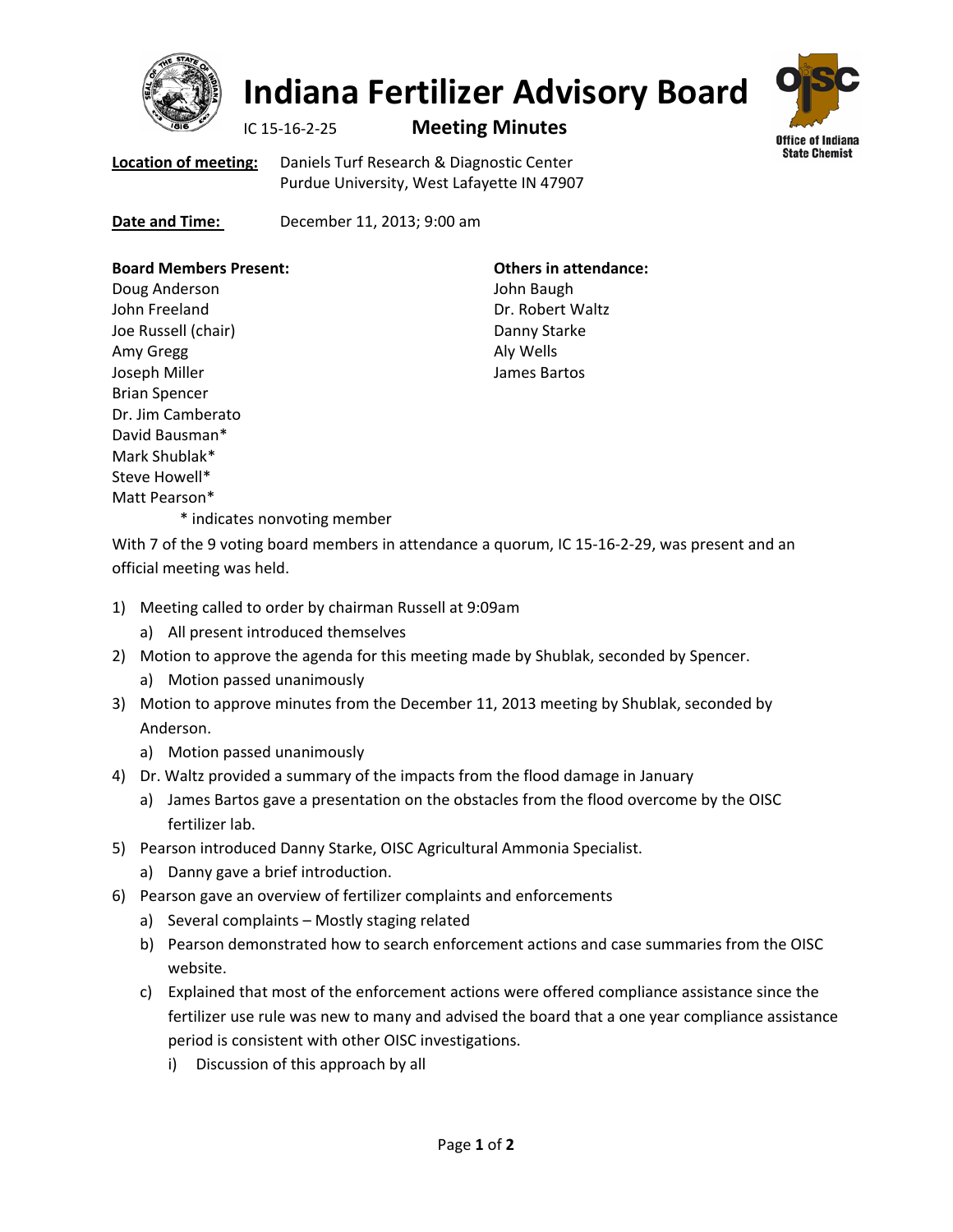# Indiana Fertilizer Advisory Board

IC 15-16-2-25 **Meeting Minutes**

**Location of meeting:** Daniels Turf Research & Diagnostic Center
Purdue University, West Lafayette IN 47907

**Date and Time:** December 11, 2013; 9:00 am

**Board Members Present:**
Doug Anderson
John Freeland
Joe Russell (chair)
Amy Gregg
Joseph Miller
Brian Spencer
Dr. Jim Camberato
David Bausman*
Mark Shublak*
Steve Howell*
Matt Pearson*

\* indicates nonvoting member

**Others in attendance:**
John Baugh
Dr. Robert Waltz
Danny Starke
Aly Wells
James Bartos

With 7 of the 9 voting board members in attendance a quorum, IC 15-16-2-29, was present and an official meeting was held.

1) Meeting called to order by chairman Russell at 9:09am
   a) All present introduced themselves
2) Motion to approve the agenda for this meeting made by Shublak, seconded by Spencer.
   a) Motion passed unanimously
3) Motion to approve minutes from the December 11, 2013 meeting by Shublak, seconded by Anderson.
   a) Motion passed unanimously
4) Dr. Waltz provided a summary of the impacts from the flood damage in January
   a) James Bartos gave a presentation on the obstacles from the flood overcome by the OISC fertilizer lab.
5) Pearson introduced Danny Starke, OISC Agricultural Ammonia Specialist.
   a) Danny gave a brief introduction.
6) Pearson gave an overview of fertilizer complaints and enforcements
   a) Several complaints – Mostly staging related
   b) Pearson demonstrated how to search enforcement actions and case summaries from the OISC website.
   c) Explained that most of the enforcement actions were offered compliance assistance since the fertilizer use rule was new to many and advised the board that a one year compliance assistance period is consistent with other OISC investigations.
      i) Discussion of this approach by all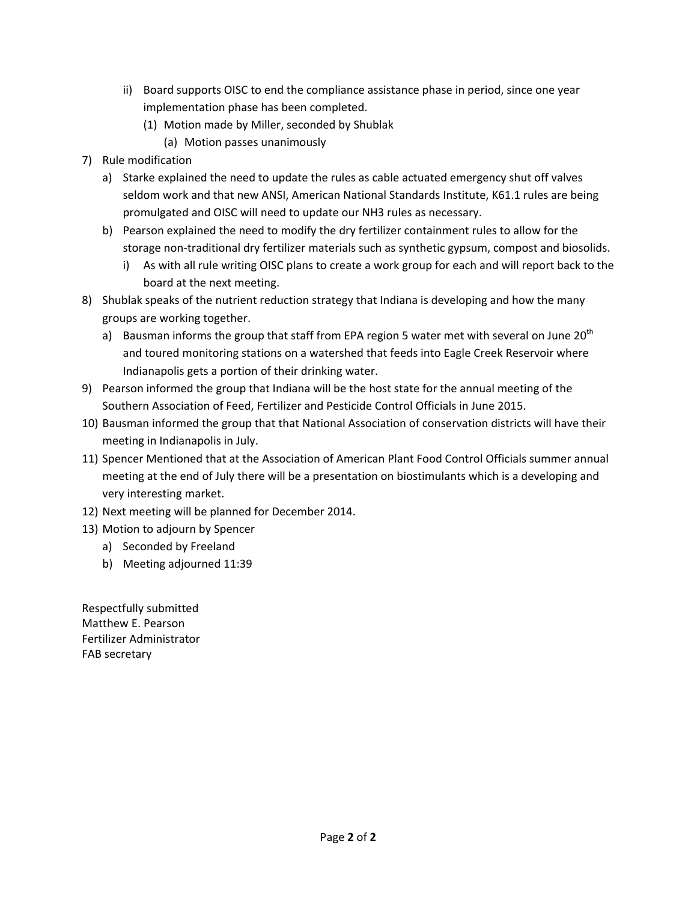ii) Board supports OISC to end the compliance assistance phase in period, since one year implementation phase has been completed.

(1) Motion made by Miller, seconded by Shublak

(a) Motion passes unanimously

7) Rule modification

a) Starke explained the need to update the rules as cable actuated emergency shut off valves seldom work and that new ANSI, American National Standards Institute, K61.1 rules are being promulgated and OISC will need to update our NH3 rules as necessary.

b) Pearson explained the need to modify the dry fertilizer containment rules to allow for the storage non-traditional dry fertilizer materials such as synthetic gypsum, compost and biosolids.

i) As with all rule writing OISC plans to create a work group for each and will report back to the board at the next meeting.

8) Shublak speaks of the nutrient reduction strategy that Indiana is developing and how the many groups are working together.

a) Bausman informs the group that staff from EPA region 5 water met with several on June 20th and toured monitoring stations on a watershed that feeds into Eagle Creek Reservoir where Indianapolis gets a portion of their drinking water.

9) Pearson informed the group that Indiana will be the host state for the annual meeting of the Southern Association of Feed, Fertilizer and Pesticide Control Officials in June 2015.

10) Bausman informed the group that that National Association of conservation districts will have their meeting in Indianapolis in July.

11) Spencer Mentioned that at the Association of American Plant Food Control Officials summer annual meeting at the end of July there will be a presentation on biostimulants which is a developing and very interesting market.

12) Next meeting will be planned for December 2014.

13) Motion to adjourn by Spencer

a) Seconded by Freeland

b) Meeting adjourned 11:39

Respectfully submitted
Matthew E. Pearson
Fertilizer Administrator
FAB secretary